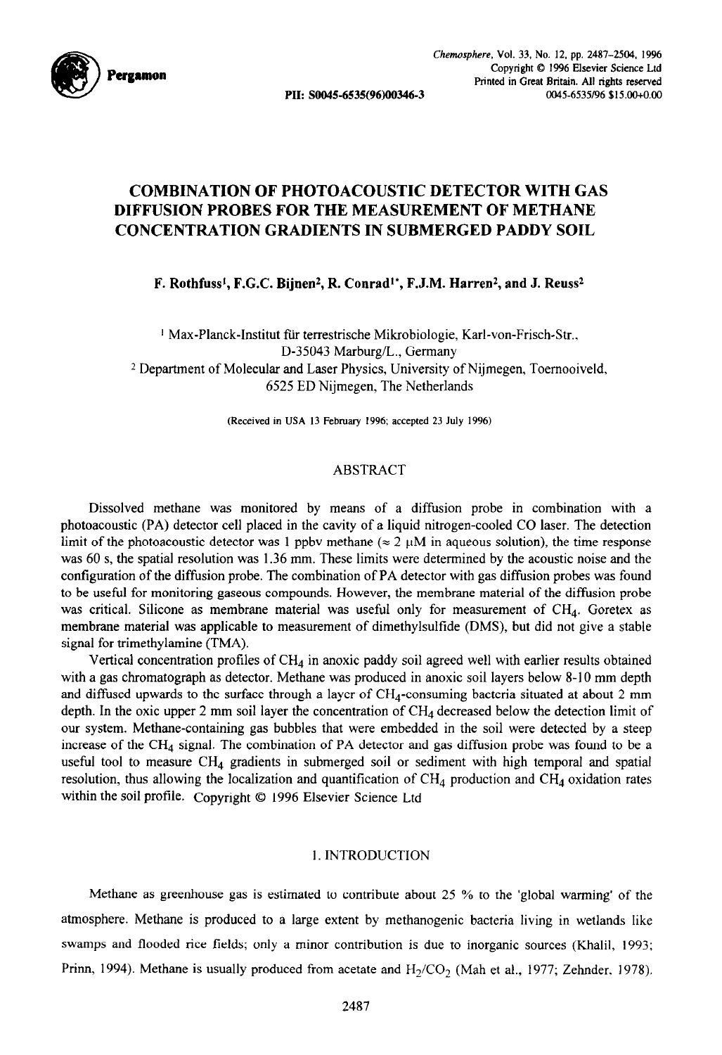# COMBINATION OF PHOTOACOUSTIC DETECTOR WITH GAS DIFFUSION PROBES FOR THE MEASUREMENT OF METHANE CONCENTRATION GRADIENTS IN SUBMERGED PADDY SOIL

F. Rothfuss[1], F.G.C. Bijnen[2], R. Conrad[1*], F.J.M. Harren[2], and J. Reuss[2]

[1] Max-Planck-Institut für terrestrische Mikrobiologie, Karl-von-Frisch-Str., D-35043 Marburg/L., Germany

[2] Department of Molecular and Laser Physics, University of Nijmegen, Toernooiveld, 6525 ED Nijmegen, The Netherlands

(Received in USA 13 February 1996; accepted 23 July 1996)

## ABSTRACT

Dissolved methane was monitored by means of a diffusion probe in combination with a photoacoustic (PA) detector cell placed in the cavity of a liquid nitrogen-cooled CO laser. The detection limit of the photoacoustic detector was 1 ppbv methane (≈ 2 μM in aqueous solution), the time response was 60 s, the spatial resolution was 1.36 mm. These limits were determined by the acoustic noise and the configuration of the diffusion probe. The combination of PA detector with gas diffusion probes was found to be useful for monitoring gaseous compounds. However, the membrane material of the diffusion probe was critical. Silicone as membrane material was useful only for measurement of $CH_4$. Goretex as membrane material was applicable to measurement of dimethylsulfide (DMS), but did not give a stable signal for trimethylamine (TMA).

Vertical concentration profiles of $CH_4$ in anoxic paddy soil agreed well with earlier results obtained with a gas chromatograph as detector. Methane was produced in anoxic soil layers below 8-10 mm depth and diffused upwards to the surface through a layer of $CH_4$-consuming bacteria situated at about 2 mm depth. In the oxic upper 2 mm soil layer the concentration of $CH_4$ decreased below the detection limit of our system. Methane-containing gas bubbles that were embedded in the soil were detected by a steep increase of the $CH_4$ signal. The combination of PA detector and gas diffusion probe was found to be a useful tool to measure $CH_4$ gradients in submerged soil or sediment with high temporal and spatial resolution, thus allowing the localization and quantification of $CH_4$ production and $CH_4$ oxidation rates within the soil profile. Copyright © 1996 Elsevier Science Ltd

## 1. INTRODUCTION

Methane as greenhouse gas is estimated to contribute about 25 % to the 'global warming' of the atmosphere. Methane is produced to a large extent by methanogenic bacteria living in wetlands like swamps and flooded rice fields; only a minor contribution is due to inorganic sources (Khalil, 1993; Prinn, 1994). Methane is usually produced from acetate and $H_2/CO_2$ (Mah et al., 1977; Zehnder, 1978).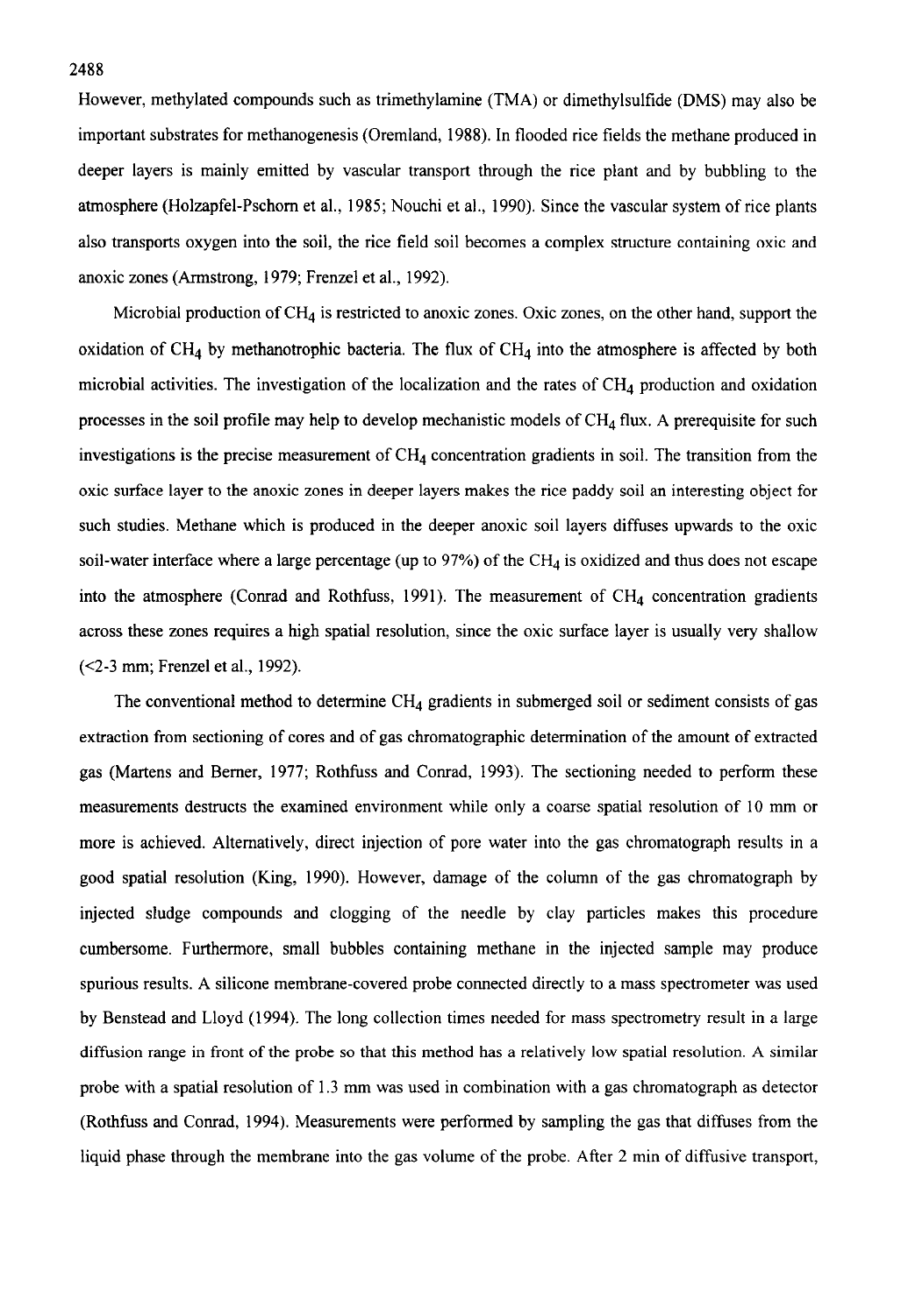However, methylated compounds such as trimethylamine (TMA) or dimethylsulfide (DMS) may also be important substrates for methanogenesis (Oremland, 1988). In flooded rice fields the methane produced in deeper layers is mainly emitted by vascular transport through the rice plant and by bubbling to the atmosphere (Holzapfel-Pschorn et al., 1985; Nouchi et al., 1990). Since the vascular system of rice plants also transports oxygen into the soil, the rice field soil becomes a complex structure containing oxic and anoxic zones (Armstrong, 1979; Frenzel et al., 1992).

Microbial production of $CH_4$ is restricted to anoxic zones. Oxic zones, on the other hand, support the oxidation of $CH_4$ by methanotrophic bacteria. The flux of $CH_4$ into the atmosphere is affected by both microbial activities. The investigation of the localization and the rates of $CH_4$ production and oxidation processes in the soil profile may help to develop mechanistic models of $CH_4$ flux. A prerequisite for such investigations is the precise measurement of $CH_4$ concentration gradients in soil. The transition from the oxic surface layer to the anoxic zones in deeper layers makes the rice paddy soil an interesting object for such studies. Methane which is produced in the deeper anoxic soil layers diffuses upwards to the oxic soil-water interface where a large percentage (up to 97%) of the $CH_4$ is oxidized and thus does not escape into the atmosphere (Conrad and Rothfuss, 1991). The measurement of $CH_4$ concentration gradients across these zones requires a high spatial resolution, since the oxic surface layer is usually very shallow (<2-3 mm; Frenzel et al., 1992).

The conventional method to determine $CH_4$ gradients in submerged soil or sediment consists of gas extraction from sectioning of cores and of gas chromatographic determination of the amount of extracted gas (Martens and Berner, 1977; Rothfuss and Conrad, 1993). The sectioning needed to perform these measurements destructs the examined environment while only a coarse spatial resolution of 10 mm or more is achieved. Alternatively, direct injection of pore water into the gas chromatograph results in a good spatial resolution (King, 1990). However, damage of the column of the gas chromatograph by injected sludge compounds and clogging of the needle by clay particles makes this procedure cumbersome. Furthermore, small bubbles containing methane in the injected sample may produce spurious results. A silicone membrane-covered probe connected directly to a mass spectrometer was used by Benstead and Lloyd (1994). The long collection times needed for mass spectrometry result in a large diffusion range in front of the probe so that this method has a relatively low spatial resolution. A similar probe with a spatial resolution of 1.3 mm was used in combination with a gas chromatograph as detector (Rothfuss and Conrad, 1994). Measurements were performed by sampling the gas that diffuses from the liquid phase through the membrane into the gas volume of the probe. After 2 min of diffusive transport,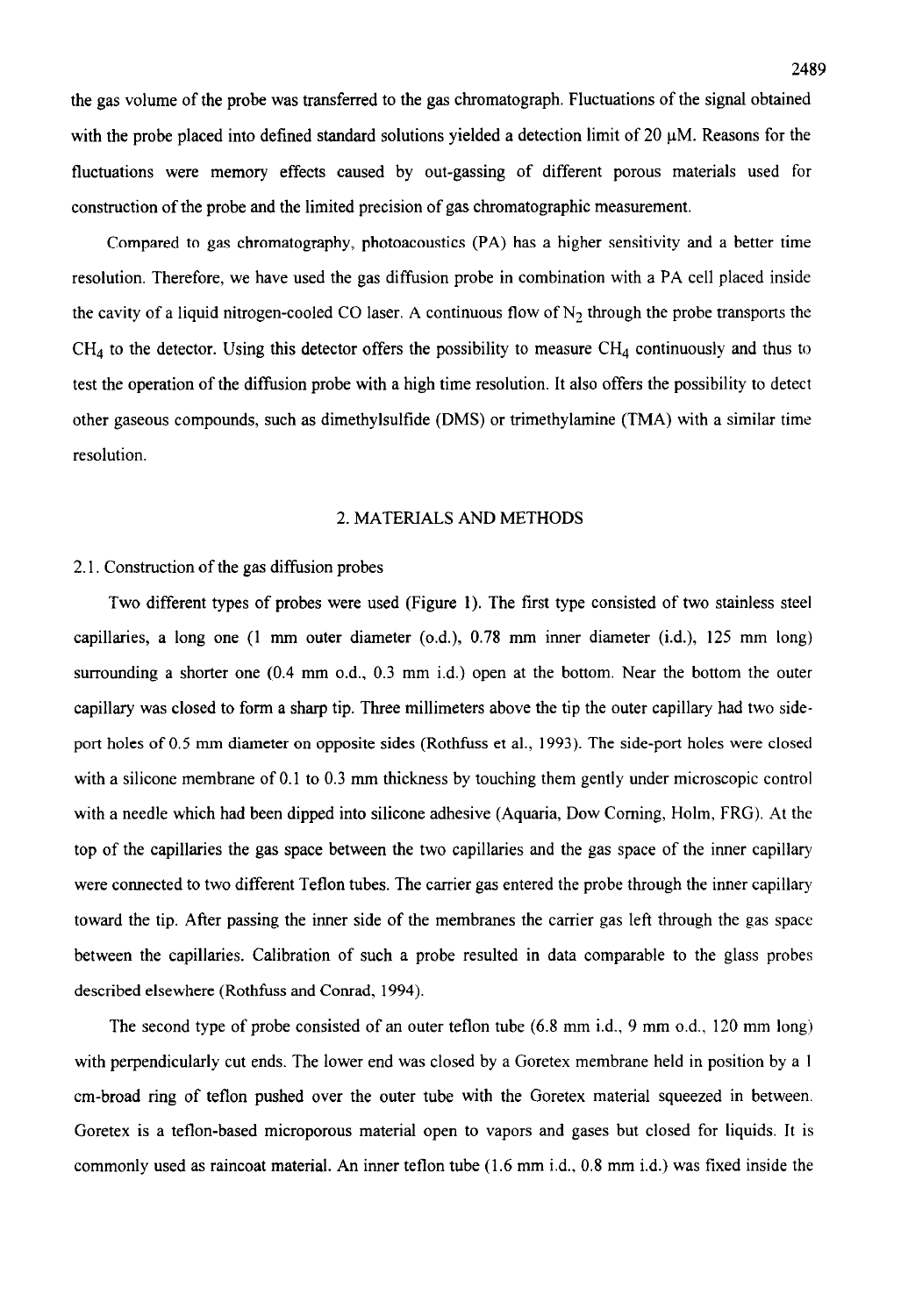the gas volume of the probe was transferred to the gas chromatograph. Fluctuations of the signal obtained with the probe placed into defined standard solutions yielded a detection limit of 20 µM. Reasons for the fluctuations were memory effects caused by out-gassing of different porous materials used for construction of the probe and the limited precision of gas chromatographic measurement.

Compared to gas chromatography, photoacoustics (PA) has a higher sensitivity and a better time resolution. Therefore, we have used the gas diffusion probe in combination with a PA cell placed inside the cavity of a liquid nitrogen-cooled CO laser. A continuous flow of $N_2$ through the probe transports the $CH_4$ to the detector. Using this detector offers the possibility to measure $CH_4$ continuously and thus to test the operation of the diffusion probe with a high time resolution. It also offers the possibility to detect other gaseous compounds, such as dimethylsulfide (DMS) or trimethylamine (TMA) with a similar time resolution.

## 2. MATERIALS AND METHODS

### 2.1. Construction of the gas diffusion probes

Two different types of probes were used (Figure 1). The first type consisted of two stainless steel capillaries, a long one (1 mm outer diameter (o.d.), 0.78 mm inner diameter (i.d.), 125 mm long) surrounding a shorter one (0.4 mm o.d., 0.3 mm i.d.) open at the bottom. Near the bottom the outer capillary was closed to form a sharp tip. Three millimeters above the tip the outer capillary had two side-port holes of 0.5 mm diameter on opposite sides (Rothfuss et al., 1993). The side-port holes were closed with a silicone membrane of 0.1 to 0.3 mm thickness by touching them gently under microscopic control with a needle which had been dipped into silicone adhesive (Aquaria, Dow Corning, Holm, FRG). At the top of the capillaries the gas space between the two capillaries and the gas space of the inner capillary were connected to two different Teflon tubes. The carrier gas entered the probe through the inner capillary toward the tip. After passing the inner side of the membranes the carrier gas left through the gas space between the capillaries. Calibration of such a probe resulted in data comparable to the glass probes described elsewhere (Rothfuss and Conrad, 1994).

The second type of probe consisted of an outer teflon tube (6.8 mm i.d., 9 mm o.d., 120 mm long) with perpendicularly cut ends. The lower end was closed by a Goretex membrane held in position by a 1 cm-broad ring of teflon pushed over the outer tube with the Goretex material squeezed in between. Goretex is a teflon-based microporous material open to vapors and gases but closed for liquids. It is commonly used as raincoat material. An inner teflon tube (1.6 mm i.d., 0.8 mm i.d.) was fixed inside the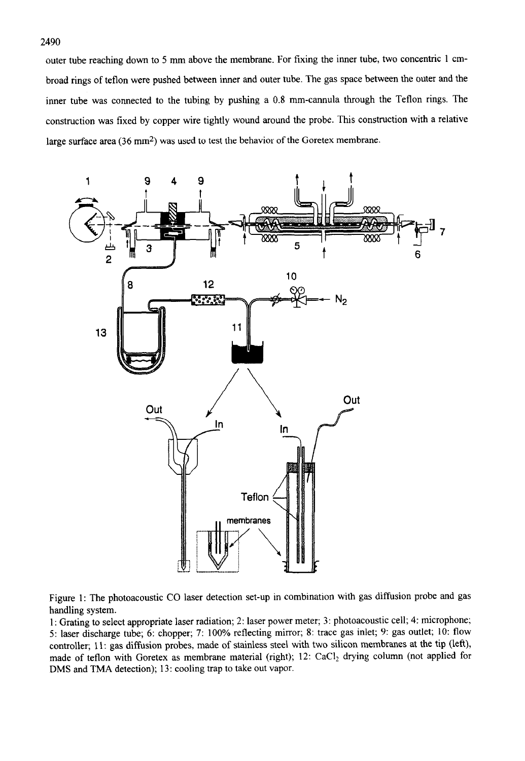outer tube reaching down to 5 mm above the membrane. For fixing the inner tube, two concentric 1 cm-broad rings of teflon were pushed between inner and outer tube. The gas space between the outer and the inner tube was connected to the tubing by pushing a 0.8 mm-cannula through the Teflon rings. The construction was fixed by copper wire tightly wound around the probe. This construction with a relative large surface area (36 mm$^2$) was used to test the behavior of the Goretex membrane.

Figure 1: The photoacoustic CO laser detection set-up in combination with gas diffusion probe and gas handling system.
1: Grating to select appropriate laser radiation; 2: laser power meter; 3: photoacoustic cell; 4: microphone; 5: laser discharge tube; 6: chopper; 7: 100% reflecting mirror; 8: trace gas inlet; 9: gas outlet; 10: flow controller; 11: gas diffusion probes, made of stainless steel with two silicon membranes at the tip (left), made of teflon with Goretex as membrane material (right); 12: $CaCl_2$ drying column (not applied for DMS and TMA detection); 13: cooling trap to take out vapor.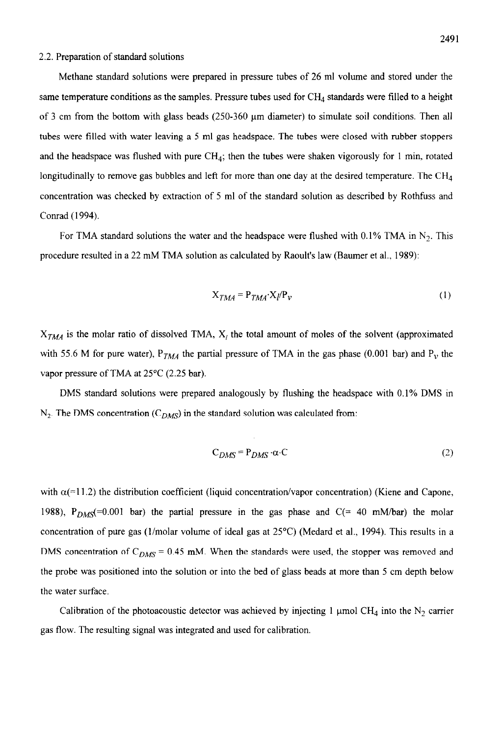### 2.2. Preparation of standard solutions

Methane standard solutions were prepared in pressure tubes of 26 ml volume and stored under the same temperature conditions as the samples. Pressure tubes used for $CH_4$ standards were filled to a height of 3 cm from the bottom with glass beads (250-360 μm diameter) to simulate soil conditions. Then all tubes were filled with water leaving a 5 ml gas headspace. The tubes were closed with rubber stoppers and the headspace was flushed with pure $CH_4$; then the tubes were shaken vigorously for 1 min, rotated longitudinally to remove gas bubbles and left for more than one day at the desired temperature. The $CH_4$ concentration was checked by extraction of 5 ml of the standard solution as described by Rothfuss and Conrad (1994).

For TMA standard solutions the water and the headspace were flushed with 0.1% TMA in $N_2$. This procedure resulted in a 22 mM TMA solution as calculated by Raoult's law (Baumer et al., 1989):

$$X_{TMA} = P_{TMA} \cdot X_l / P_v \tag{1}$$

$X_{TMA}$ is the molar ratio of dissolved TMA, $X_l$ the total amount of moles of the solvent (approximated with 55.6 M for pure water), $P_{TMA}$ the partial pressure of TMA in the gas phase (0.001 bar) and $P_v$ the vapor pressure of TMA at 25°C (2.25 bar).

DMS standard solutions were prepared analogously by flushing the headspace with 0.1% DMS in $N_2$. The DMS concentration ($C_{DMS}$) in the standard solution was calculated from:

$$C_{DMS} = P_{DMS} \cdot \alpha \cdot C \tag{2}$$

with $\alpha$(=11.2) the distribution coefficient (liquid concentration/vapor concentration) (Kiene and Capone, 1988), $P_{DMS}$(=0.001 bar) the partial pressure in the gas phase and C(= 40 mM/bar) the molar concentration of pure gas (1/molar volume of ideal gas at 25°C) (Medard et al., 1994). This results in a DMS concentration of $C_{DMS}$ = 0.45 mM. When the standards were used, the stopper was removed and the probe was positioned into the solution or into the bed of glass beads at more than 5 cm depth below the water surface.

Calibration of the photoacoustic detector was achieved by injecting 1 μmol $CH_4$ into the $N_2$ carrier gas flow. The resulting signal was integrated and used for calibration.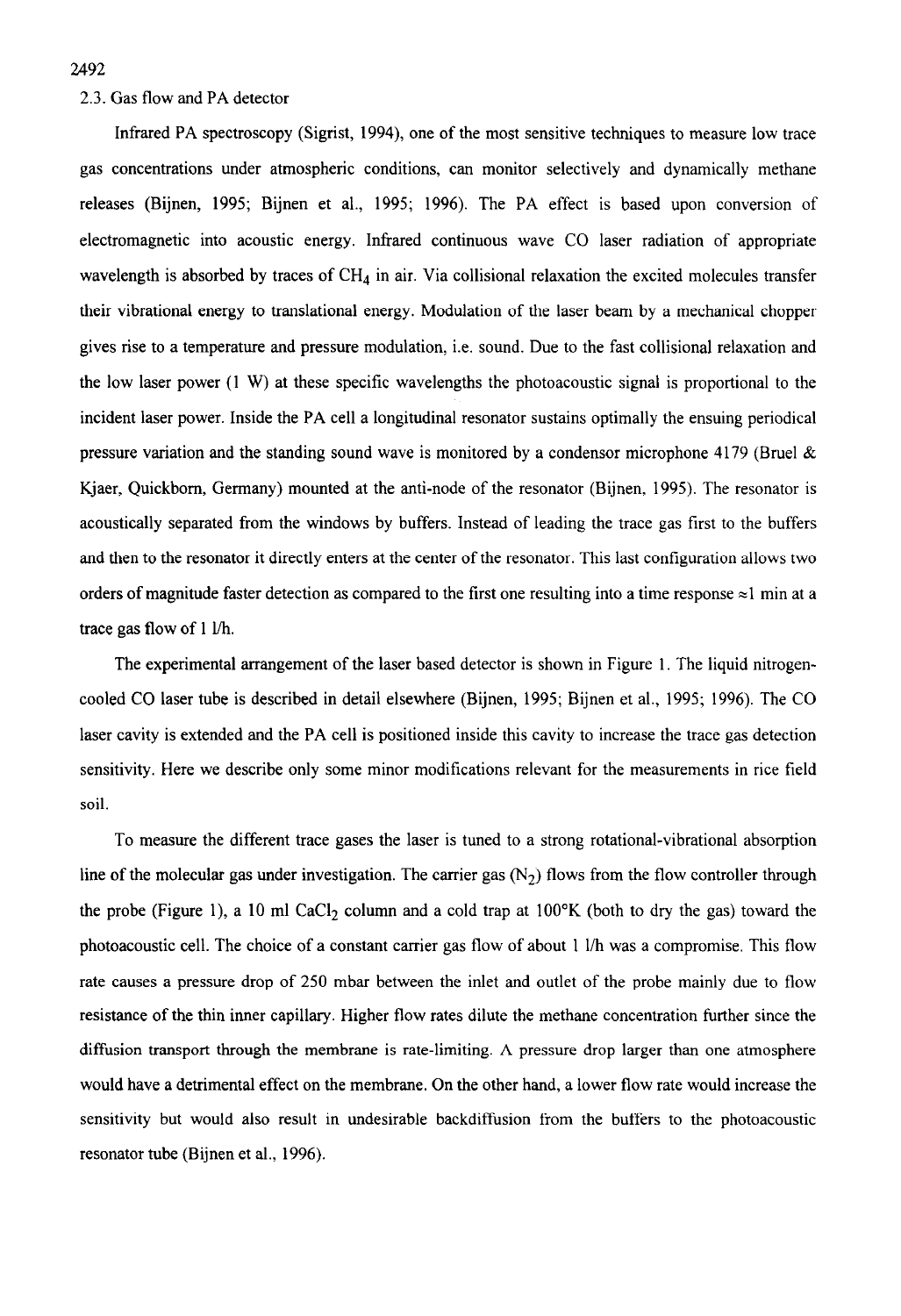## 2.3. Gas flow and PA detector

Infrared PA spectroscopy (Sigrist, 1994), one of the most sensitive techniques to measure low trace gas concentrations under atmospheric conditions, can monitor selectively and dynamically methane releases (Bijnen, 1995; Bijnen et al., 1995; 1996). The PA effect is based upon conversion of electromagnetic into acoustic energy. Infrared continuous wave CO laser radiation of appropriate wavelength is absorbed by traces of $CH_4$ in air. Via collisional relaxation the excited molecules transfer their vibrational energy to translational energy. Modulation of the laser beam by a mechanical chopper gives rise to a temperature and pressure modulation, i.e. sound. Due to the fast collisional relaxation and the low laser power (1 W) at these specific wavelengths the photoacoustic signal is proportional to the incident laser power. Inside the PA cell a longitudinal resonator sustains optimally the ensuing periodical pressure variation and the standing sound wave is monitored by a condensor microphone 4179 (Bruel & Kjaer, Quickborn, Germany) mounted at the anti-node of the resonator (Bijnen, 1995). The resonator is acoustically separated from the windows by buffers. Instead of leading the trace gas first to the buffers and then to the resonator it directly enters at the center of the resonator. This last configuration allows two orders of magnitude faster detection as compared to the first one resulting into a time response ≈1 min at a trace gas flow of 1 l/h.

The experimental arrangement of the laser based detector is shown in Figure 1. The liquid nitrogen-cooled CO laser tube is described in detail elsewhere (Bijnen, 1995; Bijnen et al., 1995; 1996). The CO laser cavity is extended and the PA cell is positioned inside this cavity to increase the trace gas detection sensitivity. Here we describe only some minor modifications relevant for the measurements in rice field soil.

To measure the different trace gases the laser is tuned to a strong rotational-vibrational absorption line of the molecular gas under investigation. The carrier gas ($N_2$) flows from the flow controller through the probe (Figure 1), a 10 ml $CaCl_2$ column and a cold trap at 100°K (both to dry the gas) toward the photoacoustic cell. The choice of a constant carrier gas flow of about 1 l/h was a compromise. This flow rate causes a pressure drop of 250 mbar between the inlet and outlet of the probe mainly due to flow resistance of the thin inner capillary. Higher flow rates dilute the methane concentration further since the diffusion transport through the membrane is rate-limiting. A pressure drop larger than one atmosphere would have a detrimental effect on the membrane. On the other hand, a lower flow rate would increase the sensitivity but would also result in undesirable backdiffusion from the buffers to the photoacoustic resonator tube (Bijnen et al., 1996).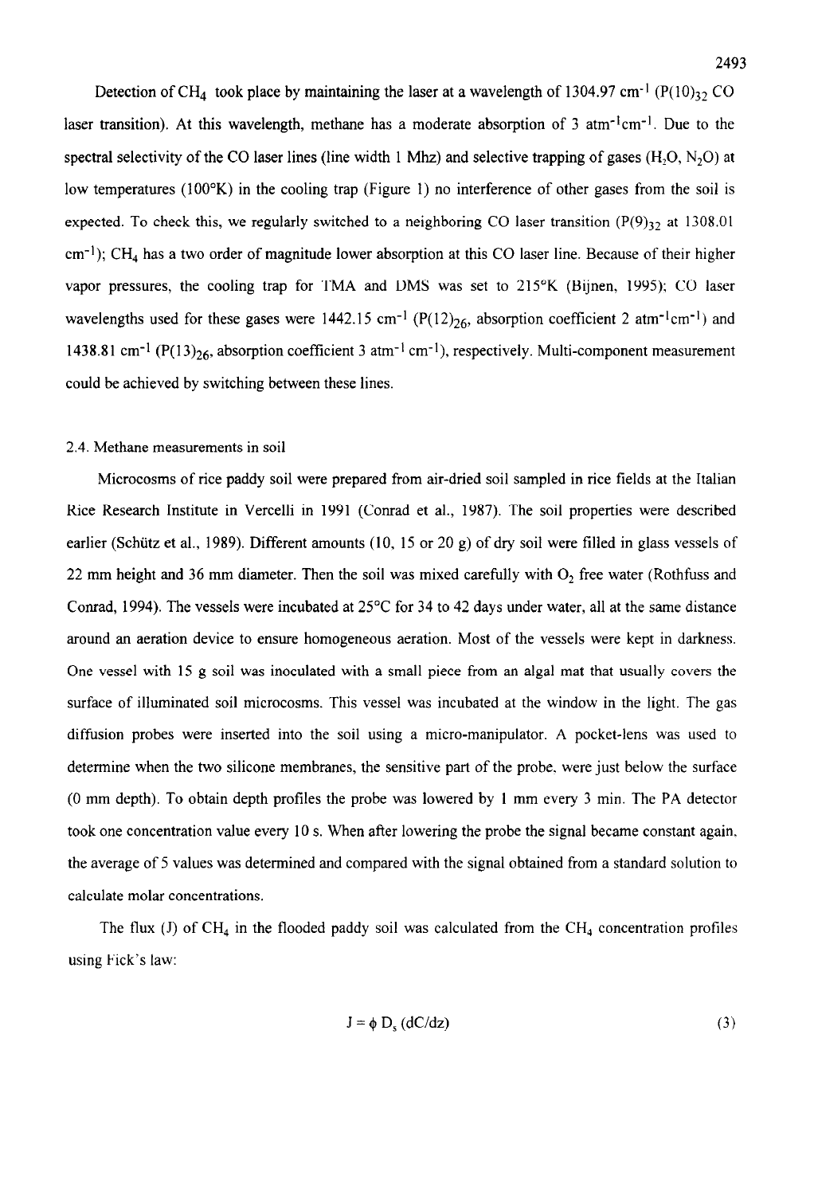Detection of $CH_4$ took place by maintaining the laser at a wavelength of 1304.97 $cm^{-1}$ ($P(10)_{32}$ CO laser transition). At this wavelength, methane has a moderate absorption of 3 $atm^{-1}cm^{-1}$. Due to the spectral selectivity of the CO laser lines (line width 1 Mhz) and selective trapping of gases ($H_2O$, $N_2O$) at low temperatures (100°K) in the cooling trap (Figure 1) no interference of other gases from the soil is expected. To check this, we regularly switched to a neighboring CO laser transition ($P(9)_{32}$ at 1308.01 $cm^{-1}$); $CH_4$ has a two order of magnitude lower absorption at this CO laser line. Because of their higher vapor pressures, the cooling trap for TMA and DMS was set to 215°K (Bijnen, 1995); CO laser wavelengths used for these gases were 1442.15 $cm^{-1}$ ($P(12)_{26}$, absorption coefficient 2 $atm^{-1}cm^{-1}$) and 1438.81 $cm^{-1}$ ($P(13)_{26}$, absorption coefficient 3 $atm^{-1}$ $cm^{-1}$), respectively. Multi-component measurement could be achieved by switching between these lines.

### 2.4. Methane measurements in soil

Microcosms of rice paddy soil were prepared from air-dried soil sampled in rice fields at the Italian Rice Research Institute in Vercelli in 1991 (Conrad et al., 1987). The soil properties were described earlier (Schütz et al., 1989). Different amounts (10, 15 or 20 g) of dry soil were filled in glass vessels of 22 mm height and 36 mm diameter. Then the soil was mixed carefully with $O_2$ free water (Rothfuss and Conrad, 1994). The vessels were incubated at 25°C for 34 to 42 days under water, all at the same distance around an aeration device to ensure homogeneous aeration. Most of the vessels were kept in darkness. One vessel with 15 g soil was inoculated with a small piece from an algal mat that usually covers the surface of illuminated soil microcosms. This vessel was incubated at the window in the light. The gas diffusion probes were inserted into the soil using a micro-manipulator. A pocket-lens was used to determine when the two silicone membranes, the sensitive part of the probe, were just below the surface (0 mm depth). To obtain depth profiles the probe was lowered by 1 mm every 3 min. The PA detector took one concentration value every 10 s. When after lowering the probe the signal became constant again, the average of 5 values was determined and compared with the signal obtained from a standard solution to calculate molar concentrations.

The flux (J) of $CH_4$ in the flooded paddy soil was calculated from the $CH_4$ concentration profiles using Fick's law:

$$J = \phi \, D_s \, (dC/dz) \tag{3}$$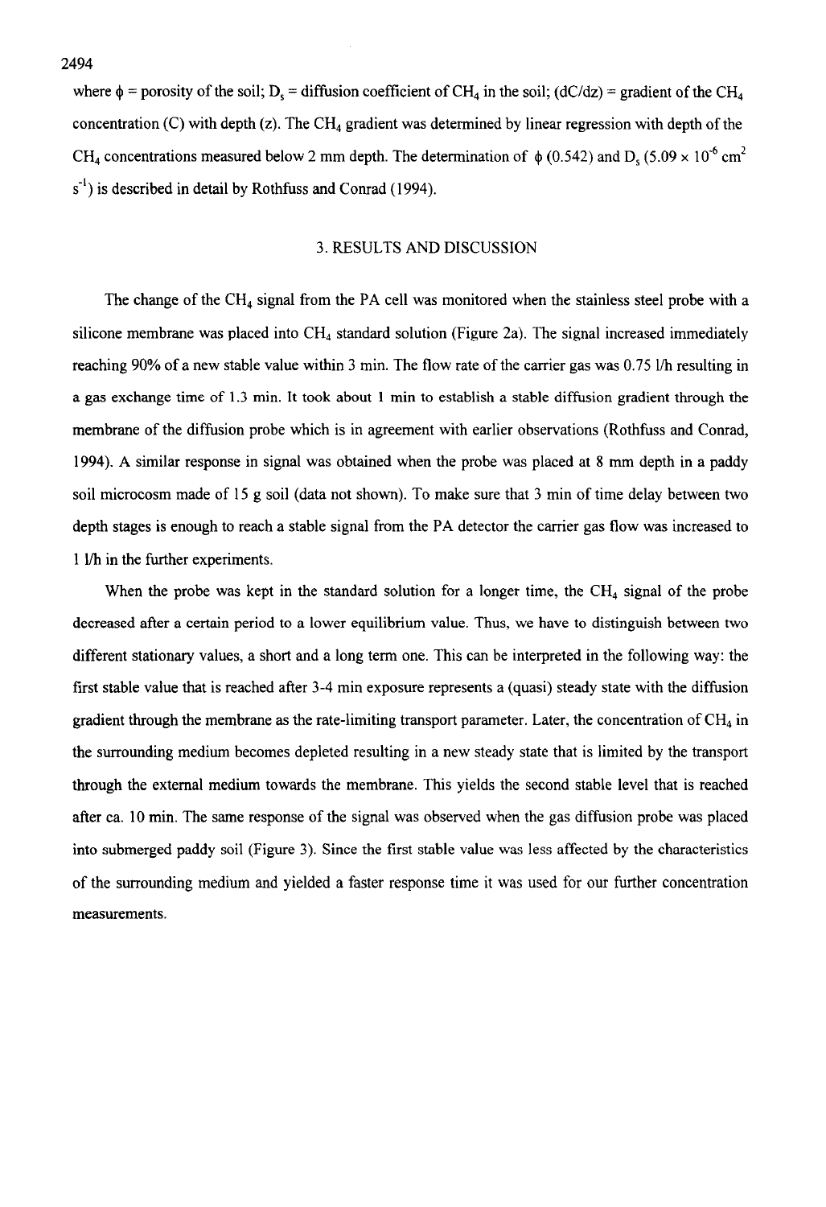where $\phi$ = porosity of the soil; $D_s$ = diffusion coefficient of $CH_4$ in the soil; $(dC/dz)$ = gradient of the $CH_4$ concentration (C) with depth (z). The $CH_4$ gradient was determined by linear regression with depth of the $CH_4$ concentrations measured below 2 mm depth. The determination of $\phi$ (0.542) and $D_s$ ($5.09 \times 10^{-6}$ $cm^2$ $s^{-1}$) is described in detail by Rothfuss and Conrad (1994).

## 3. RESULTS AND DISCUSSION

The change of the $CH_4$ signal from the PA cell was monitored when the stainless steel probe with a silicone membrane was placed into $CH_4$ standard solution (Figure 2a). The signal increased immediately reaching 90% of a new stable value within 3 min. The flow rate of the carrier gas was 0.75 l/h resulting in a gas exchange time of 1.3 min. It took about 1 min to establish a stable diffusion gradient through the membrane of the diffusion probe which is in agreement with earlier observations (Rothfuss and Conrad, 1994). A similar response in signal was obtained when the probe was placed at 8 mm depth in a paddy soil microcosm made of 15 g soil (data not shown). To make sure that 3 min of time delay between two depth stages is enough to reach a stable signal from the PA detector the carrier gas flow was increased to 1 l/h in the further experiments.

When the probe was kept in the standard solution for a longer time, the $CH_4$ signal of the probe decreased after a certain period to a lower equilibrium value. Thus, we have to distinguish between two different stationary values, a short and a long term one. This can be interpreted in the following way: the first stable value that is reached after 3-4 min exposure represents a (quasi) steady state with the diffusion gradient through the membrane as the rate-limiting transport parameter. Later, the concentration of $CH_4$ in the surrounding medium becomes depleted resulting in a new steady state that is limited by the transport through the external medium towards the membrane. This yields the second stable level that is reached after ca. 10 min. The same response of the signal was observed when the gas diffusion probe was placed into submerged paddy soil (Figure 3). Since the first stable value was less affected by the characteristics of the surrounding medium and yielded a faster response time it was used for our further concentration measurements.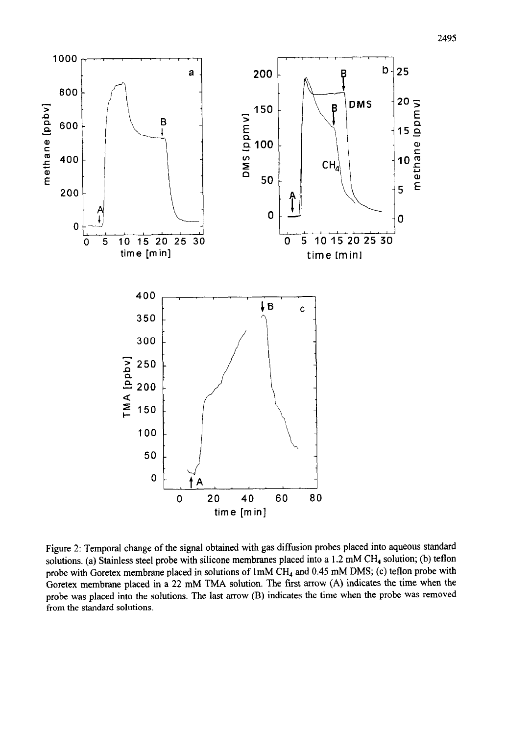Figure 2: Temporal change of the signal obtained with gas diffusion probes placed into aqueous standard solutions. (a) Stainless steel probe with silicone membranes placed into a 1.2 mM $CH_4$ solution; (b) teflon probe with Goretex membrane placed in solutions of 1mM $CH_4$ and 0.45 mM DMS; (c) teflon probe with Goretex membrane placed in a 22 mM TMA solution. The first arrow (A) indicates the time when the probe was placed into the solutions. The last arrow (B) indicates the time when the probe was removed from the standard solutions.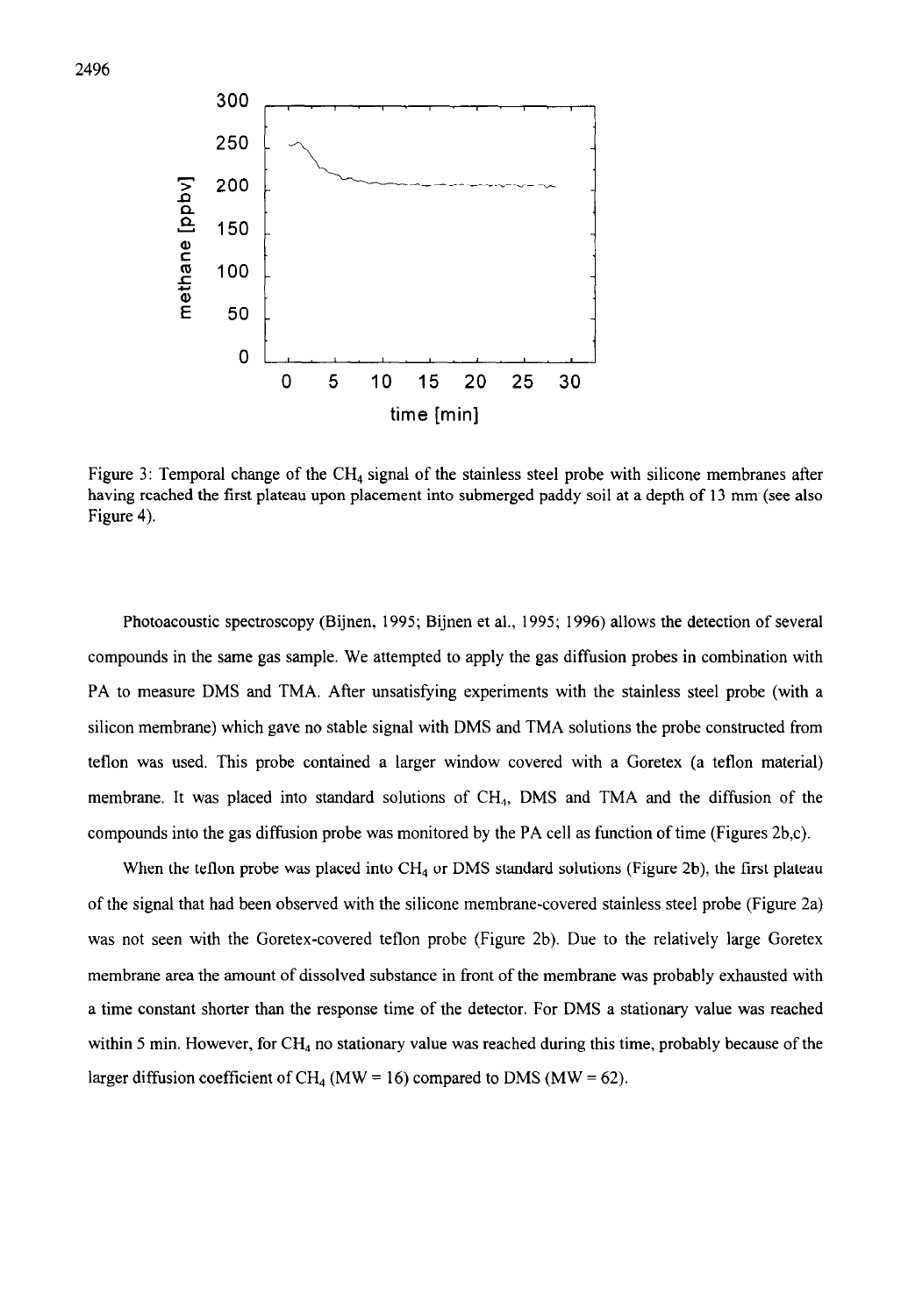Figure 3: Temporal change of the $CH_4$ signal of the stainless steel probe with silicone membranes after having reached the first plateau upon placement into submerged paddy soil at a depth of 13 mm (see also Figure 4).

Photoacoustic spectroscopy (Bijnen, 1995; Bijnen et al., 1995; 1996) allows the detection of several compounds in the same gas sample. We attempted to apply the gas diffusion probes in combination with PA to measure DMS and TMA. After unsatisfying experiments with the stainless steel probe (with a silicon membrane) which gave no stable signal with DMS and TMA solutions the probe constructed from teflon was used. This probe contained a larger window covered with a Goretex (a teflon material) membrane. It was placed into standard solutions of $CH_4$, DMS and TMA and the diffusion of the compounds into the gas diffusion probe was monitored by the PA cell as function of time (Figures 2b,c).

When the teflon probe was placed into $CH_4$ or DMS standard solutions (Figure 2b), the first plateau of the signal that had been observed with the silicone membrane-covered stainless steel probe (Figure 2a) was not seen with the Goretex-covered teflon probe (Figure 2b). Due to the relatively large Goretex membrane area the amount of dissolved substance in front of the membrane was probably exhausted with a time constant shorter than the response time of the detector. For DMS a stationary value was reached within 5 min. However, for $CH_4$ no stationary value was reached during this time, probably because of the larger diffusion coefficient of $CH_4$ (MW = 16) compared to DMS (MW = 62).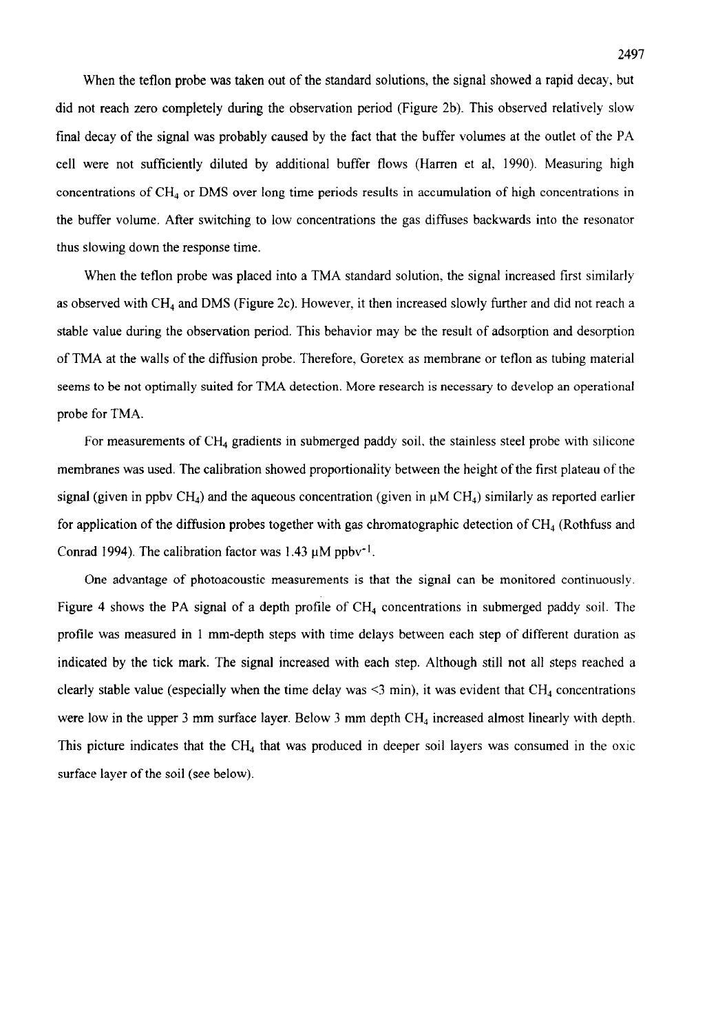When the teflon probe was taken out of the standard solutions, the signal showed a rapid decay, but did not reach zero completely during the observation period (Figure 2b). This observed relatively slow final decay of the signal was probably caused by the fact that the buffer volumes at the outlet of the PA cell were not sufficiently diluted by additional buffer flows (Harren et al, 1990). Measuring high concentrations of $CH_4$ or DMS over long time periods results in accumulation of high concentrations in the buffer volume. After switching to low concentrations the gas diffuses backwards into the resonator thus slowing down the response time.

When the teflon probe was placed into a TMA standard solution, the signal increased first similarly as observed with $CH_4$ and DMS (Figure 2c). However, it then increased slowly further and did not reach a stable value during the observation period. This behavior may be the result of adsorption and desorption of TMA at the walls of the diffusion probe. Therefore, Goretex as membrane or teflon as tubing material seems to be not optimally suited for TMA detection. More research is necessary to develop an operational probe for TMA.

For measurements of $CH_4$ gradients in submerged paddy soil, the stainless steel probe with silicone membranes was used. The calibration showed proportionality between the height of the first plateau of the signal (given in ppbv $CH_4$) and the aqueous concentration (given in $\mu$M $CH_4$) similarly as reported earlier for application of the diffusion probes together with gas chromatographic detection of $CH_4$ (Rothfuss and Conrad 1994). The calibration factor was 1.43 $\mu$M ppbv$^{-1}$.

One advantage of photoacoustic measurements is that the signal can be monitored continuously. Figure 4 shows the PA signal of a depth profile of $CH_4$ concentrations in submerged paddy soil. The profile was measured in 1 mm-depth steps with time delays between each step of different duration as indicated by the tick mark. The signal increased with each step. Although still not all steps reached a clearly stable value (especially when the time delay was <3 min), it was evident that $CH_4$ concentrations were low in the upper 3 mm surface layer. Below 3 mm depth $CH_4$ increased almost linearly with depth. This picture indicates that the $CH_4$ that was produced in deeper soil layers was consumed in the oxic surface layer of the soil (see below).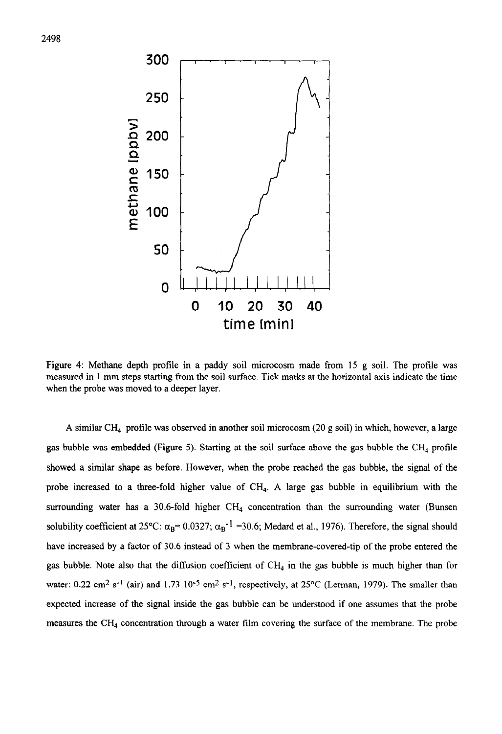Figure 4: Methane depth profile in a paddy soil microcosm made from 15 g soil. The profile was measured in 1 mm steps starting from the soil surface. Tick marks at the horizontal axis indicate the time when the probe was moved to a deeper layer.

A similar $CH_4$ profile was observed in another soil microcosm (20 g soil) in which, however, a large gas bubble was embedded (Figure 5). Starting at the soil surface above the gas bubble the $CH_4$ profile showed a similar shape as before. However, when the probe reached the gas bubble, the signal of the probe increased to a three-fold higher value of $CH_4$. A large gas bubble in equilibrium with the surrounding water has a 30.6-fold higher $CH_4$ concentration than the surrounding water (Bunsen solubility coefficient at 25°C: $\alpha_B$= 0.0327; $\alpha_B^{-1}$ =30.6; Medard et al., 1976). Therefore, the signal should have increased by a factor of 30.6 instead of 3 when the membrane-covered-tip of the probe entered the gas bubble. Note also that the diffusion coefficient of $CH_4$ in the gas bubble is much higher than for water: 0.22 $cm^2$ $s^{-1}$ (air) and 1.73 $10^{-5}$ $cm^2$ $s^{-1}$, respectively, at 25°C (Lerman, 1979). The smaller than expected increase of the signal inside the gas bubble can be understood if one assumes that the probe measures the $CH_4$ concentration through a water film covering the surface of the membrane. The probe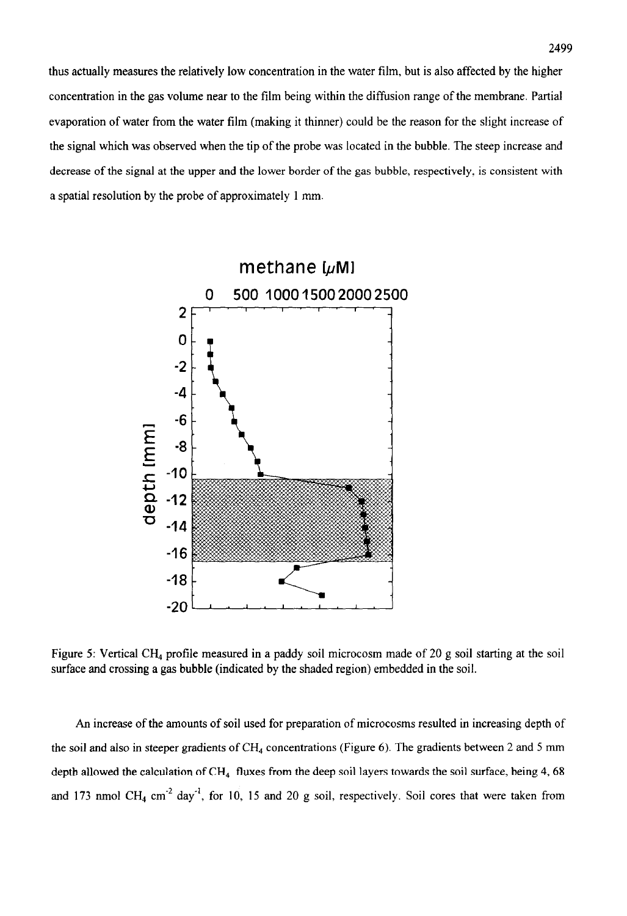thus actually measures the relatively low concentration in the water film, but is also affected by the higher concentration in the gas volume near to the film being within the diffusion range of the membrane. Partial evaporation of water from the water film (making it thinner) could be the reason for the slight increase of the signal which was observed when the tip of the probe was located in the bubble. The steep increase and decrease of the signal at the upper and the lower border of the gas bubble, respectively, is consistent with a spatial resolution by the probe of approximately 1 mm.

Figure 5: Vertical $CH_4$ profile measured in a paddy soil microcosm made of 20 g soil starting at the soil surface and crossing a gas bubble (indicated by the shaded region) embedded in the soil.

An increase of the amounts of soil used for preparation of microcosms resulted in increasing depth of the soil and also in steeper gradients of $CH_4$ concentrations (Figure 6). The gradients between 2 and 5 mm depth allowed the calculation of $CH_4$ fluxes from the deep soil layers towards the soil surface, being 4, 68 and 173 nmol $CH_4$ $cm^{-2}$ $day^{-1}$, for 10, 15 and 20 g soil, respectively. Soil cores that were taken from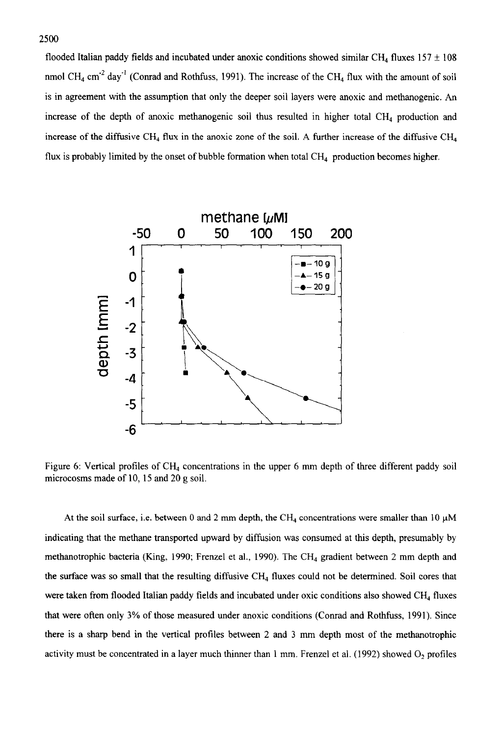flooded Italian paddy fields and incubated under anoxic conditions showed similar $CH_4$ fluxes 157 ± 108 nmol $CH_4$ $cm^{-2}$ $day^{-1}$ (Conrad and Rothfuss, 1991). The increase of the $CH_4$ flux with the amount of soil is in agreement with the assumption that only the deeper soil layers were anoxic and methanogenic. An increase of the depth of anoxic methanogenic soil thus resulted in higher total $CH_4$ production and increase of the diffusive $CH_4$ flux in the anoxic zone of the soil. A further increase of the diffusive $CH_4$ flux is probably limited by the onset of bubble formation when total $CH_4$ production becomes higher.

Figure 6: Vertical profiles of $CH_4$ concentrations in the upper 6 mm depth of three different paddy soil microcosms made of 10, 15 and 20 g soil.

At the soil surface, i.e. between 0 and 2 mm depth, the $CH_4$ concentrations were smaller than 10 µM indicating that the methane transported upward by diffusion was consumed at this depth, presumably by methanotrophic bacteria (King, 1990; Frenzel et al., 1990). The $CH_4$ gradient between 2 mm depth and the surface was so small that the resulting diffusive $CH_4$ fluxes could not be determined. Soil cores that were taken from flooded Italian paddy fields and incubated under oxic conditions also showed $CH_4$ fluxes that were often only 3% of those measured under anoxic conditions (Conrad and Rothfuss, 1991). Since there is a sharp bend in the vertical profiles between 2 and 3 mm depth most of the methanotrophic activity must be concentrated in a layer much thinner than 1 mm. Frenzel et al. (1992) showed $O_2$ profiles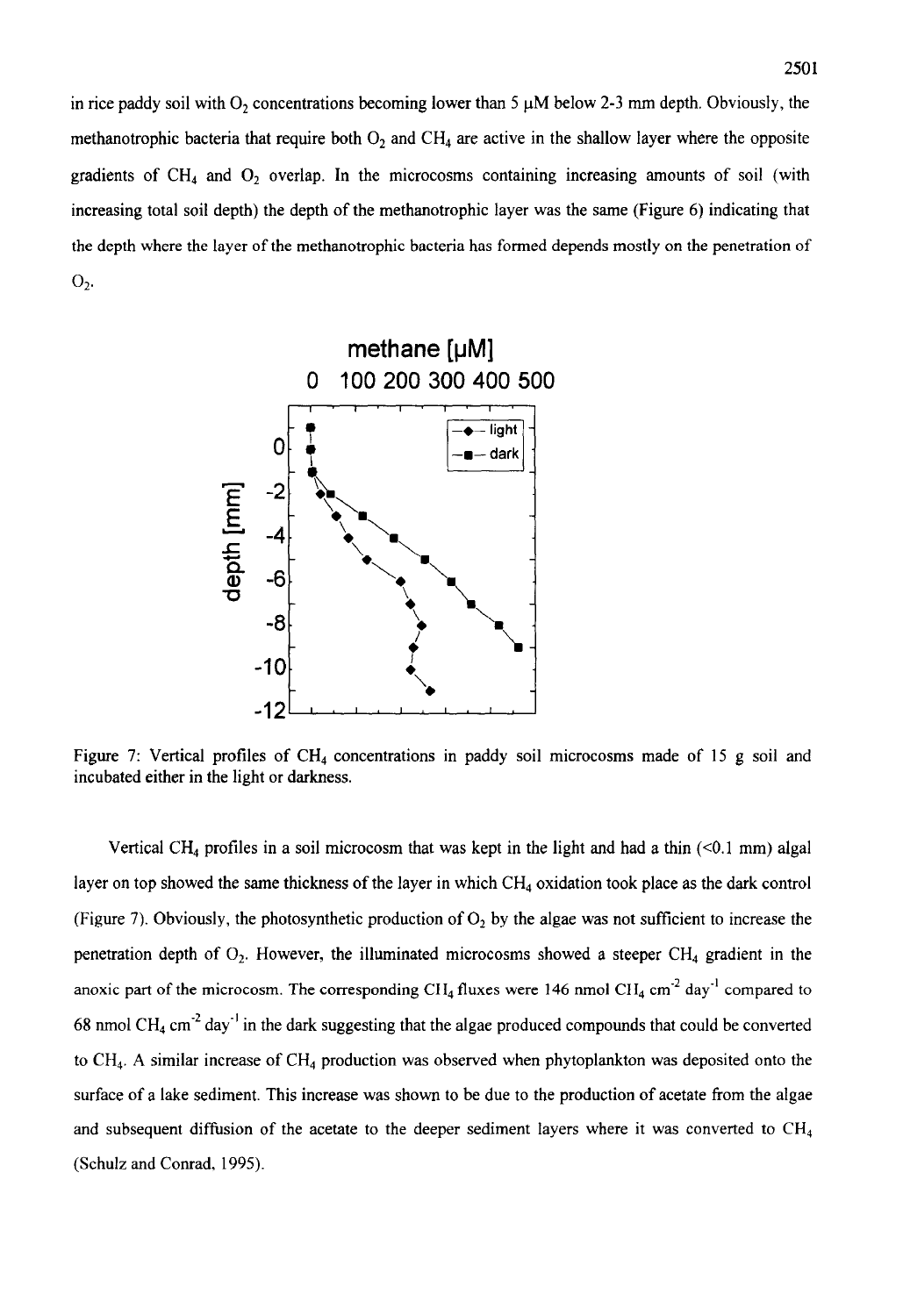in rice paddy soil with $O_2$ concentrations becoming lower than 5 μM below 2-3 mm depth. Obviously, the methanotrophic bacteria that require both $O_2$ and $CH_4$ are active in the shallow layer where the opposite gradients of $CH_4$ and $O_2$ overlap. In the microcosms containing increasing amounts of soil (with increasing total soil depth) the depth of the methanotrophic layer was the same (Figure 6) indicating that the depth where the layer of the methanotrophic bacteria has formed depends mostly on the penetration of $O_2$.

Figure 7: Vertical profiles of $CH_4$ concentrations in paddy soil microcosms made of 15 g soil and incubated either in the light or darkness.

Vertical $CH_4$ profiles in a soil microcosm that was kept in the light and had a thin (<0.1 mm) algal layer on top showed the same thickness of the layer in which $CH_4$ oxidation took place as the dark control (Figure 7). Obviously, the photosynthetic production of $O_2$ by the algae was not sufficient to increase the penetration depth of $O_2$. However, the illuminated microcosms showed a steeper $CH_4$ gradient in the anoxic part of the microcosm. The corresponding $CH_4$ fluxes were 146 nmol $CH_4$ $cm^{-2}$ $day^{-1}$ compared to 68 nmol $CH_4$ $cm^{-2}$ $day^{-1}$ in the dark suggesting that the algae produced compounds that could be converted to $CH_4$. A similar increase of $CH_4$ production was observed when phytoplankton was deposited onto the surface of a lake sediment. This increase was shown to be due to the production of acetate from the algae and subsequent diffusion of the acetate to the deeper sediment layers where it was converted to $CH_4$ (Schulz and Conrad, 1995).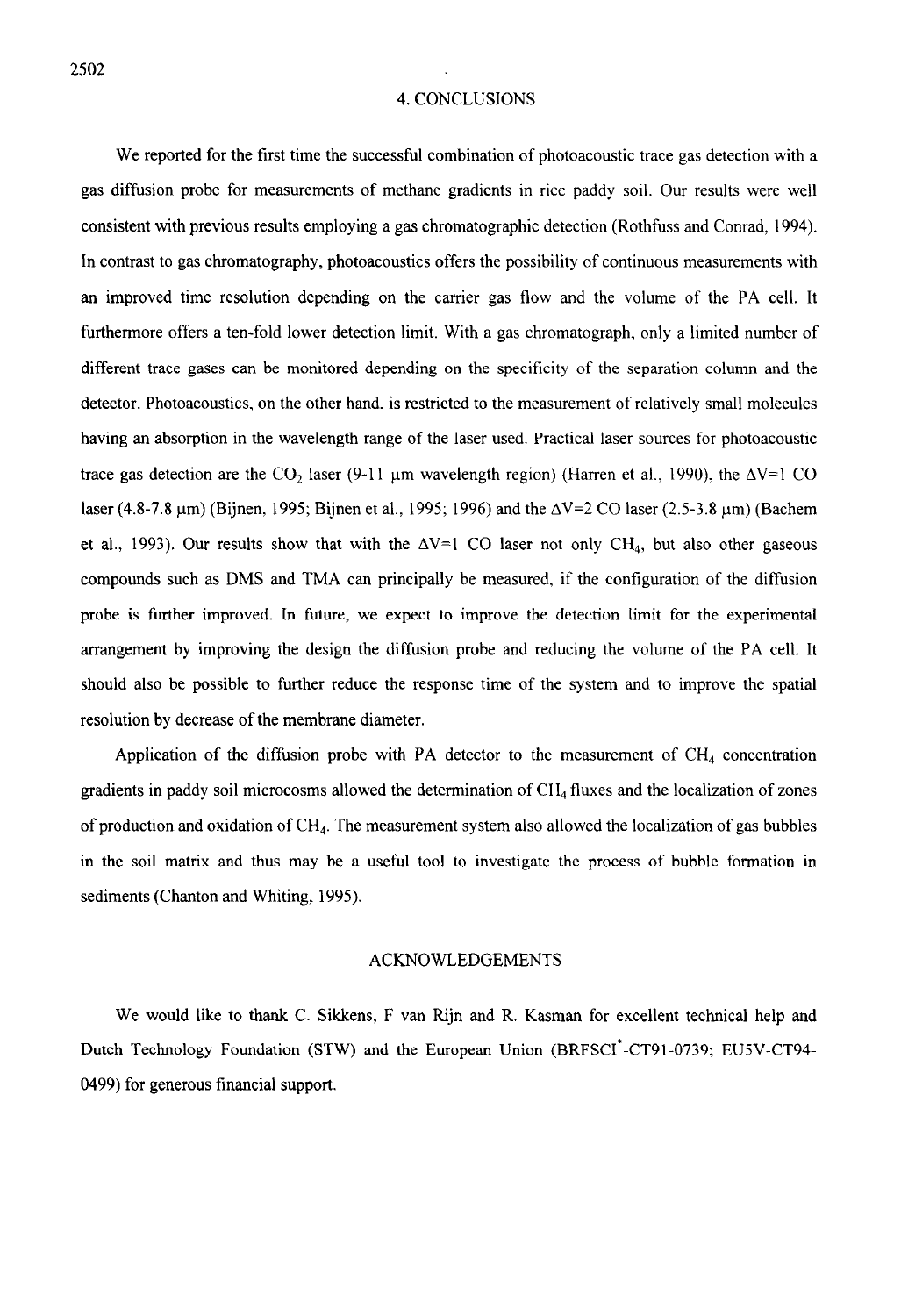## 4. CONCLUSIONS

We reported for the first time the successful combination of photoacoustic trace gas detection with a gas diffusion probe for measurements of methane gradients in rice paddy soil. Our results were well consistent with previous results employing a gas chromatographic detection (Rothfuss and Conrad, 1994). In contrast to gas chromatography, photoacoustics offers the possibility of continuous measurements with an improved time resolution depending on the carrier gas flow and the volume of the PA cell. It furthermore offers a ten-fold lower detection limit. With a gas chromatograph, only a limited number of different trace gases can be monitored depending on the specificity of the separation column and the detector. Photoacoustics, on the other hand, is restricted to the measurement of relatively small molecules having an absorption in the wavelength range of the laser used. Practical laser sources for photoacoustic trace gas detection are the $CO_2$ laser (9-11 μm wavelength region) (Harren et al., 1990), the $\Delta V=1$ CO laser (4.8-7.8 μm) (Bijnen, 1995; Bijnen et al., 1995; 1996) and the $\Delta V=2$ CO laser (2.5-3.8 μm) (Bachem et al., 1993). Our results show that with the $\Delta V=1$ CO laser not only $CH_4$, but also other gaseous compounds such as DMS and TMA can principally be measured, if the configuration of the diffusion probe is further improved. In future, we expect to improve the detection limit for the experimental arrangement by improving the design the diffusion probe and reducing the volume of the PA cell. It should also be possible to further reduce the response time of the system and to improve the spatial resolution by decrease of the membrane diameter.

Application of the diffusion probe with PA detector to the measurement of $CH_4$ concentration gradients in paddy soil microcosms allowed the determination of $CH_4$ fluxes and the localization of zones of production and oxidation of $CH_4$. The measurement system also allowed the localization of gas bubbles in the soil matrix and thus may be a useful tool to investigate the process of bubble formation in sediments (Chanton and Whiting, 1995).

## ACKNOWLEDGEMENTS

We would like to thank C. Sikkens, F van Rijn and R. Kasman for excellent technical help and Dutch Technology Foundation (STW) and the European Union (BRFSCI*-CT91-0739; EU5V-CT94-0499) for generous financial support.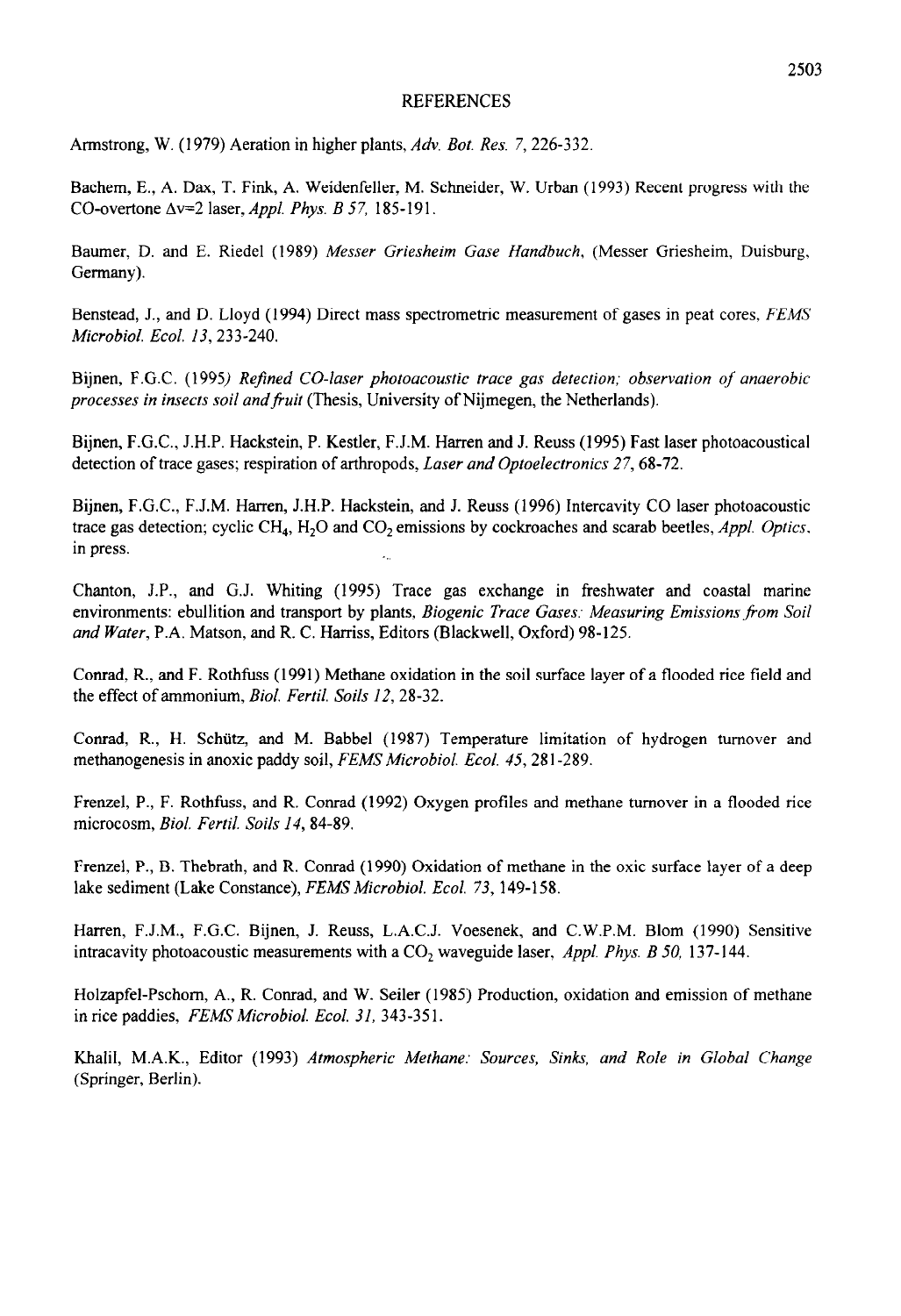## REFERENCES

Armstrong, W. (1979) Aeration in higher plants, *Adv. Bot. Res. 7*, 226-332.

Bachem, E., A. Dax, T. Fink, A. Weidenfeller, M. Schneider, W. Urban (1993) Recent progress with the CO-overtone $\Delta v=2$ laser, *Appl. Phys. B 57*, 185-191.

Baumer, D. and E. Riedel (1989) *Messer Griesheim Gase Handbuch*, (Messer Griesheim, Duisburg, Germany).

Benstead, J., and D. Lloyd (1994) Direct mass spectrometric measurement of gases in peat cores, *FEMS Microbiol. Ecol. 13*, 233-240.

Bijnen, F.G.C. (1995) *Refined CO-laser photoacoustic trace gas detection; observation of anaerobic processes in insects soil and fruit* (Thesis, University of Nijmegen, the Netherlands).

Bijnen, F.G.C., J.H.P. Hackstein, P. Kestler, F.J.M. Harren and J. Reuss (1995) Fast laser photoacoustical detection of trace gases; respiration of arthropods, *Laser and Optoelectronics 27*, 68-72.

Bijnen, F.G.C., F.J.M. Harren, J.H.P. Hackstein, and J. Reuss (1996) Intercavity CO laser photoacoustic trace gas detection; cyclic $CH_4$, $H_2O$ and $CO_2$ emissions by cockroaches and scarab beetles, *Appl. Optics*, in press.

Chanton, J.P., and G.J. Whiting (1995) Trace gas exchange in freshwater and coastal marine environments: ebullition and transport by plants, *Biogenic Trace Gases: Measuring Emissions from Soil and Water*, P.A. Matson, and R. C. Harriss, Editors (Blackwell, Oxford) 98-125.

Conrad, R., and F. Rothfuss (1991) Methane oxidation in the soil surface layer of a flooded rice field and the effect of ammonium, *Biol. Fertil. Soils 12*, 28-32.

Conrad, R., H. Schütz, and M. Babbel (1987) Temperature limitation of hydrogen turnover and methanogenesis in anoxic paddy soil, *FEMS Microbiol. Ecol. 45*, 281-289.

Frenzel, P., F. Rothfuss, and R. Conrad (1992) Oxygen profiles and methane turnover in a flooded rice microcosm, *Biol. Fertil. Soils 14*, 84-89.

Frenzel, P., B. Thebrath, and R. Conrad (1990) Oxidation of methane in the oxic surface layer of a deep lake sediment (Lake Constance), *FEMS Microbiol. Ecol. 73*, 149-158.

Harren, F.J.M., F.G.C. Bijnen, J. Reuss, L.A.C.J. Voesenek, and C.W.P.M. Blom (1990) Sensitive intracavity photoacoustic measurements with a $CO_2$ waveguide laser, *Appl. Phys. B 50*, 137-144.

Holzapfel-Pschorn, A., R. Conrad, and W. Seiler (1985) Production, oxidation and emission of methane in rice paddies, *FEMS Microbiol. Ecol. 31*, 343-351.

Khalil, M.A.K., Editor (1993) *Atmospheric Methane: Sources, Sinks, and Role in Global Change* (Springer, Berlin).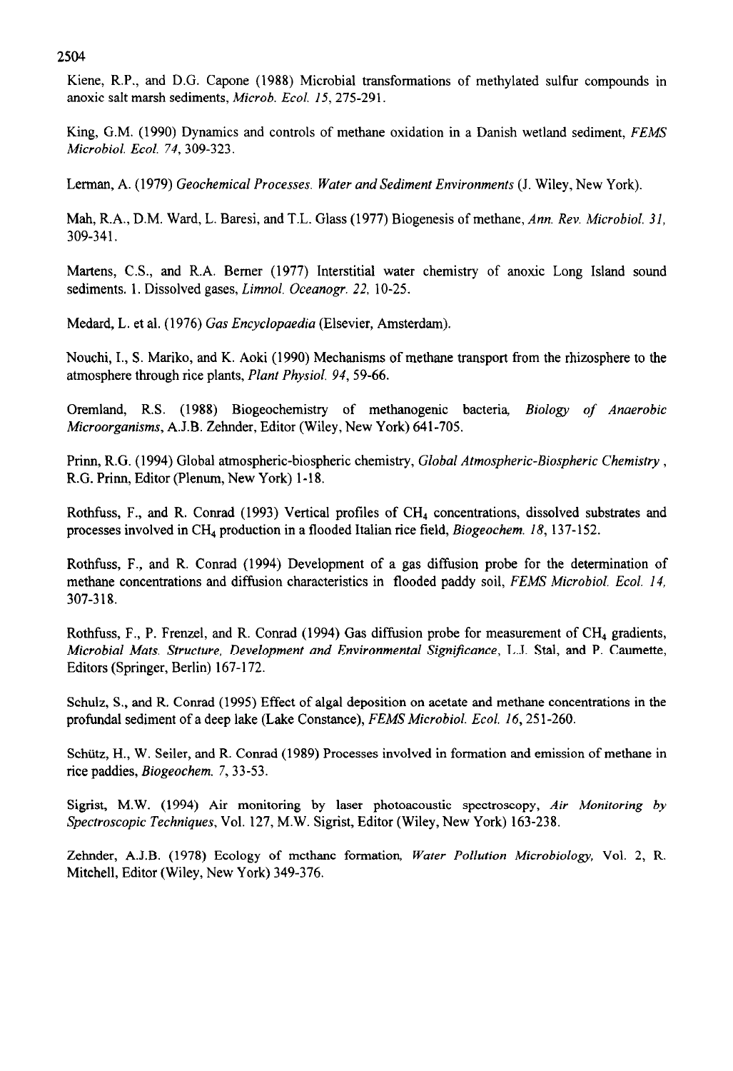Kiene, R.P., and D.G. Capone (1988) Microbial transformations of methylated sulfur compounds in anoxic salt marsh sediments, *Microb. Ecol. 15*, 275-291.

King, G.M. (1990) Dynamics and controls of methane oxidation in a Danish wetland sediment, *FEMS Microbiol. Ecol. 74*, 309-323.

Lerman, A. (1979) *Geochemical Processes. Water and Sediment Environments* (J. Wiley, New York).

Mah, R.A., D.M. Ward, L. Baresi, and T.L. Glass (1977) Biogenesis of methane, *Ann. Rev. Microbiol. 31*, 309-341.

Martens, C.S., and R.A. Berner (1977) Interstitial water chemistry of anoxic Long Island sound sediments. 1. Dissolved gases, *Limnol. Oceanogr. 22*, 10-25.

Medard, L. et al. (1976) *Gas Encyclopaedia* (Elsevier, Amsterdam).

Nouchi, I., S. Mariko, and K. Aoki (1990) Mechanisms of methane transport from the rhizosphere to the atmosphere through rice plants, *Plant Physiol. 94*, 59-66.

Oremland, R.S. (1988) Biogeochemistry of methanogenic bacteria, *Biology of Anaerobic Microorganisms*, A.J.B. Zehnder, Editor (Wiley, New York) 641-705.

Prinn, R.G. (1994) Global atmospheric-biospheric chemistry, *Global Atmospheric-Biospheric Chemistry*, R.G. Prinn, Editor (Plenum, New York) 1-18.

Rothfuss, F., and R. Conrad (1993) Vertical profiles of $CH_4$ concentrations, dissolved substrates and processes involved in $CH_4$ production in a flooded Italian rice field, *Biogeochem. 18*, 137-152.

Rothfuss, F., and R. Conrad (1994) Development of a gas diffusion probe for the determination of methane concentrations and diffusion characteristics in flooded paddy soil, *FEMS Microbiol. Ecol. 14*, 307-318.

Rothfuss, F., P. Frenzel, and R. Conrad (1994) Gas diffusion probe for measurement of $CH_4$ gradients, *Microbial Mats. Structure, Development and Environmental Significance*, L.J. Stal, and P. Caumette, Editors (Springer, Berlin) 167-172.

Schulz, S., and R. Conrad (1995) Effect of algal deposition on acetate and methane concentrations in the profundal sediment of a deep lake (Lake Constance), *FEMS Microbiol. Ecol. 16*, 251-260.

Schütz, H., W. Seiler, and R. Conrad (1989) Processes involved in formation and emission of methane in rice paddies, *Biogeochem. 7*, 33-53.

Sigrist, M.W. (1994) Air monitoring by laser photoacoustic spectroscopy, *Air Monitoring by Spectroscopic Techniques*, Vol. 127, M.W. Sigrist, Editor (Wiley, New York) 163-238.

Zehnder, A.J.B. (1978) Ecology of methane formation, *Water Pollution Microbiology*, Vol. 2, R. Mitchell, Editor (Wiley, New York) 349-376.